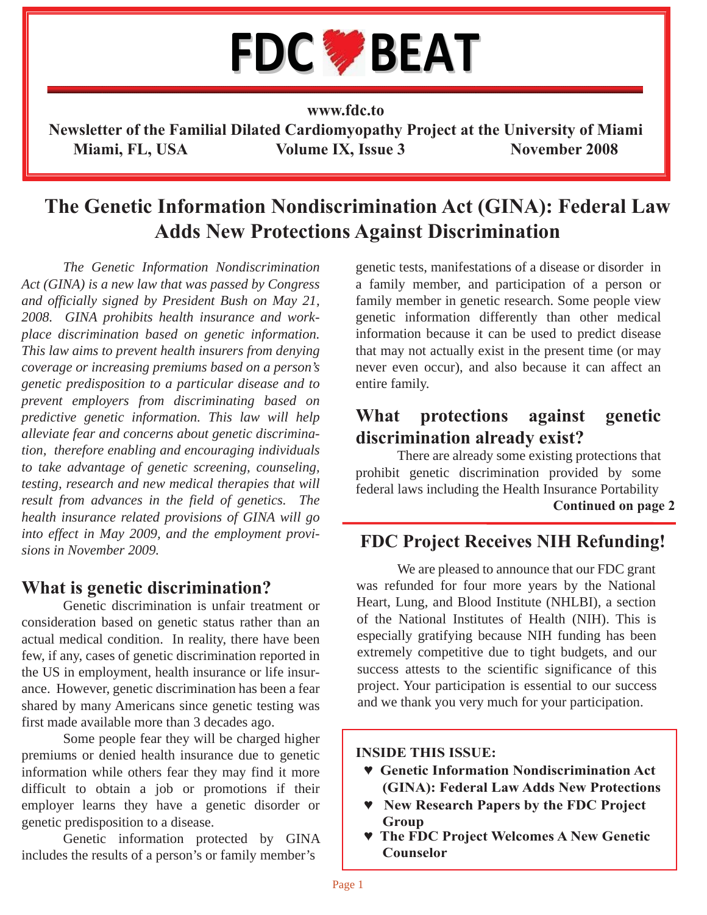# FDC BEAT

**www.fdc.to**

**Newsletter of the Familial Dilated Cardiomyopathy Project at the University of Miami**

**Miami, FL, USA — Volume IX, Issue 3 — November 2008**

# The Genetic Information Nondiscrimination Act (GINA): Federal Law Adds New Protections Against Discrimination

*The Genetic Information Nondiscrimination Act (GINA) is a new law that was passed by Congress and officially signed by President Bush on May 21, 2008. GINA prohibits health insurance and workplace discrimination based on genetic information. This law aims to prevent health insurers from denying coverage or increasing premiums based on a person's genetic predisposition to a particular disease and to prevent employers from discriminating based on predictive genetic information. This law will help alleviate fear and concerns about genetic discrimination, therefore enabling and encouraging individuals to take advantage of genetic screening, counseling, testing, research and new medical therapies that will result from advances in the field of genetics. The health insurance related provisions of GINA will go into effect in May 2009, and the employment provisions in November 2009.*

## What is genetic discrimination?

Genetic discrimination is unfair treatment or consideration based on genetic status rather than an actual medical condition. In reality, there have been few, if any, cases of genetic discrimination reported in the US in employment, health insurance or life insurance. However, genetic discrimination has been a fear shared by many Americans since genetic testing was first made available more than 3 decades ago.

Some people fear they will be charged higher premiums or denied health insurance due to genetic information while others fear they may find it more difficult to obtain a job or promotions if their employer learns they have a genetic disorder or genetic predisposition to a disease.

Genetic information protected by GINA includes the results of a person's or family member's genetic tests, manifestations of a disease or disorder in a family member, and participation of a person or family member in genetic research. Some people view genetic information differently than other medical information because it can be used to predict disease that may not actually exist in the present time (or may never even occur), and also because it can affect an entire family.

## What protections against genetic discrimination already exist?

There are already some existing protections that prohibit genetic discrimination provided by some federal laws including the Health Insurance Portability

**Continued on page 2**

## FDC Project Receives NIH Refunding!

We are pleased to announce that our FDC grant was refunded for four more years by the National Heart, Lung, and Blood Institute (NHLBI), a section of the National Institutes of Health (NIH). This is especially gratifying because NIH funding has been extremely competitive due to tight budgets, and our success attests to the scientific significance of this project. Your participation is essential to our success and we thank you very much for your participation.

**INSIDE THIS ISSUE:**

- **Genetic Information Nondiscrimination Act (GINA): Federal Law Adds New Protections**
- **New Research Papers by the FDC Project Group**
- **The FDC Project Welcomes A New Genetic Counselor**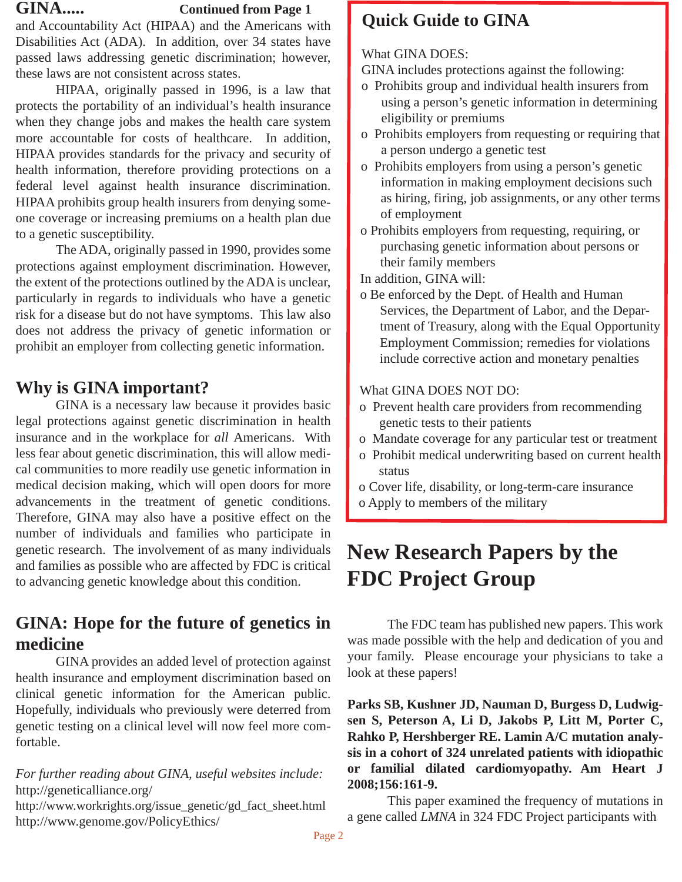**GINA..... Continued from Page 1**

and Accountability Act (HIPAA) and the Americans with Disabilities Act (ADA). In addition, over 34 states have passed laws addressing genetic discrimination; however, these laws are not consistent across states.

HIPAA, originally passed in 1996, is a law that protects the portability of an individual's health insurance when they change jobs and makes the health care system more accountable for costs of healthcare. In addition, HIPAA provides standards for the privacy and security of health information, therefore providing protections on a federal level against health insurance discrimination. HIPAA prohibits group health insurers from denying someone coverage or increasing premiums on a health plan due to a genetic susceptibility.

The ADA, originally passed in 1990, provides some protections against employment discrimination. However, the extent of the protections outlined by the ADA is unclear, particularly in regards to individuals who have a genetic risk for a disease but do not have symptoms. This law also does not address the privacy of genetic information or prohibit an employer from collecting genetic information.

## Why is GINA important?

GINA is a necessary law because it provides basic legal protections against genetic discrimination in health insurance and in the workplace for *all* Americans. With less fear about genetic discrimination, this will allow medical communities to more readily use genetic information in medical decision making, which will open doors for more advancements in the treatment of genetic conditions. Therefore, GINA may also have a positive effect on the number of individuals and families who participate in genetic research. The involvement of as many individuals and families as possible who are affected by FDC is critical to advancing genetic knowledge about this condition.

## GINA: Hope for the future of genetics in medicine

GINA provides an added level of protection against health insurance and employment discrimination based on clinical genetic information for the American public. Hopefully, individuals who previously were deterred from genetic testing on a clinical level will now feel more comfortable.

*For further reading about GINA, useful websites include:*
http://geneticalliance.org/
http://www.workrights.org/issue_genetic/gd_fact_sheet.html
http://www.genome.gov/PolicyEthics/

## Quick Guide to GINA

What GINA DOES:
GINA includes protections against the following:

- Prohibits group and individual health insurers from using a person's genetic information in determining eligibility or premiums
- Prohibits employers from requesting or requiring that a person undergo a genetic test
- Prohibits employers from using a person's genetic information in making employment decisions such as hiring, firing, job assignments, or any other terms of employment
- Prohibits employers from requesting, requiring, or purchasing genetic information about persons or their family members

In addition, GINA will:

- Be enforced by the Dept. of Health and Human Services, the Department of Labor, and the Department of Treasury, along with the Equal Opportunity Employment Commission; remedies for violations include corrective action and monetary penalties

What GINA DOES NOT DO:

- Prevent health care providers from recommending genetic tests to their patients
- Mandate coverage for any particular test or treatment
- Prohibit medical underwriting based on current health status
- Cover life, disability, or long-term-care insurance
- Apply to members of the military

# New Research Papers by the FDC Project Group

The FDC team has published new papers. This work was made possible with the help and dedication of you and your family. Please encourage your physicians to take a look at these papers!

**Parks SB, Kushner JD, Nauman D, Burgess D, Ludwigsen S, Peterson A, Li D, Jakobs P, Litt M, Porter C, Rahko P, Hershberger RE. Lamin A/C mutation analysis in a cohort of 324 unrelated patients with idiopathic or familial dilated cardiomyopathy. Am Heart J 2008;156:161-9.**

This paper examined the frequency of mutations in a gene called *LMNA* in 324 FDC Project participants with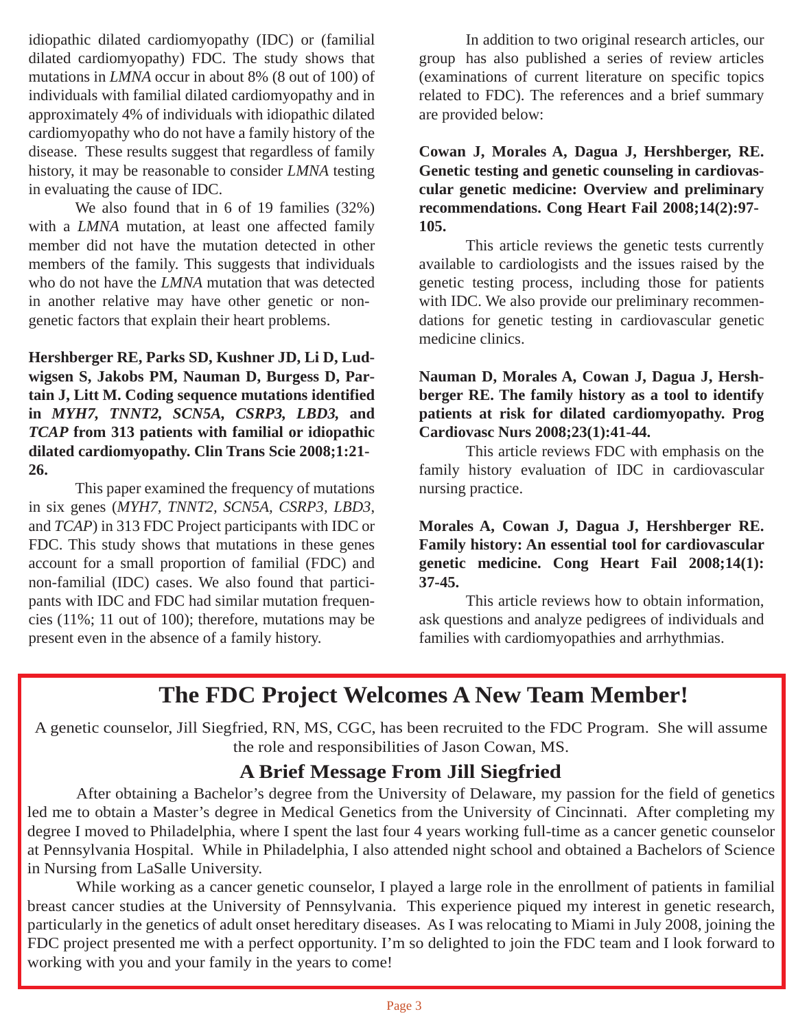idiopathic dilated cardiomyopathy (IDC) or (familial dilated cardiomyopathy) FDC. The study shows that mutations in *LMNA* occur in about 8% (8 out of 100) of individuals with familial dilated cardiomyopathy and in approximately 4% of individuals with idiopathic dilated cardiomyopathy who do not have a family history of the disease. These results suggest that regardless of family history, it may be reasonable to consider *LMNA* testing in evaluating the cause of IDC.

We also found that in 6 of 19 families (32%) with a *LMNA* mutation, at least one affected family member did not have the mutation detected in other members of the family. This suggests that individuals who do not have the *LMNA* mutation that was detected in another relative may have other genetic or non-genetic factors that explain their heart problems.

**Hershberger RE, Parks SD, Kushner JD, Li D, Ludwigsen S, Jakobs PM, Nauman D, Burgess D, Partain J, Litt M. Coding sequence mutations identified in *MYH7, TNNT2, SCN5A, CSRP3, LBD3,* and *TCAP* from 313 patients with familial or idiopathic dilated cardiomyopathy. Clin Trans Scie 2008;1:21-26.**

This paper examined the frequency of mutations in six genes (*MYH7, TNNT2, SCN5A, CSRP3, LBD3*, and *TCAP*) in 313 FDC Project participants with IDC or FDC. This study shows that mutations in these genes account for a small proportion of familial (FDC) and non-familial (IDC) cases. We also found that participants with IDC and FDC had similar mutation frequencies (11%; 11 out of 100); therefore, mutations may be present even in the absence of a family history.

In addition to two original research articles, our group has also published a series of review articles (examinations of current literature on specific topics related to FDC). The references and a brief summary are provided below:

**Cowan J, Morales A, Dagua J, Hershberger, RE. Genetic testing and genetic counseling in cardiovascular genetic medicine: Overview and preliminary recommendations. Cong Heart Fail 2008;14(2):97-105.**

This article reviews the genetic tests currently available to cardiologists and the issues raised by the genetic testing process, including those for patients with IDC. We also provide our preliminary recommendations for genetic testing in cardiovascular genetic medicine clinics.

**Nauman D, Morales A, Cowan J, Dagua J, Hershberger RE. The family history as a tool to identify patients at risk for dilated cardiomyopathy. Prog Cardiovasc Nurs 2008;23(1):41-44.**

This article reviews FDC with emphasis on the family history evaluation of IDC in cardiovascular nursing practice.

**Morales A, Cowan J, Dagua J, Hershberger RE. Family history: An essential tool for cardiovascular genetic medicine. Cong Heart Fail 2008;14(1): 37-45.**

This article reviews how to obtain information, ask questions and analyze pedigrees of individuals and families with cardiomyopathies and arrhythmias.

# The FDC Project Welcomes A New Team Member!

A genetic counselor, Jill Siegfried, RN, MS, CGC, has been recruited to the FDC Program. She will assume the role and responsibilities of Jason Cowan, MS.

## A Brief Message From Jill Siegfried

After obtaining a Bachelor's degree from the University of Delaware, my passion for the field of genetics led me to obtain a Master's degree in Medical Genetics from the University of Cincinnati. After completing my degree I moved to Philadelphia, where I spent the last four 4 years working full-time as a cancer genetic counselor at Pennsylvania Hospital. While in Philadelphia, I also attended night school and obtained a Bachelors of Science in Nursing from LaSalle University.

While working as a cancer genetic counselor, I played a large role in the enrollment of patients in familial breast cancer studies at the University of Pennsylvania. This experience piqued my interest in genetic research, particularly in the genetics of adult onset hereditary diseases. As I was relocating to Miami in July 2008, joining the FDC project presented me with a perfect opportunity. I'm so delighted to join the FDC team and I look forward to working with you and your family in the years to come!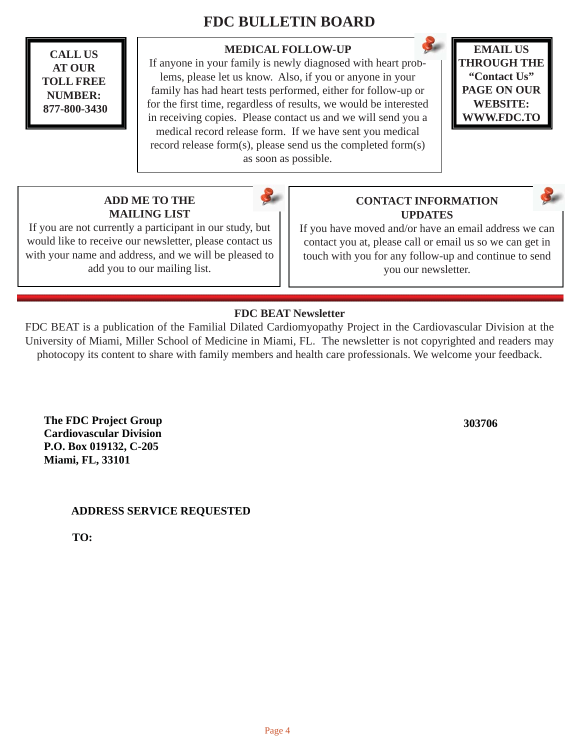# FDC BULLETIN BOARD

**CALL US AT OUR TOLL FREE NUMBER: 877-800-3430**

### MEDICAL FOLLOW-UP

If anyone in your family is newly diagnosed with heart problems, please let us know. Also, if you or anyone in your family has had heart tests performed, either for follow-up or for the first time, regardless of results, we would be interested in receiving copies. Please contact us and we will send you a medical record release form. If we have sent you medical record release form(s), please send us the completed form(s) as soon as possible.

**EMAIL US THROUGH THE "Contact Us" PAGE ON OUR WEBSITE: WWW.FDC.TO**

### ADD ME TO THE MAILING LIST

If you are not currently a participant in our study, but would like to receive our newsletter, please contact us with your name and address, and we will be pleased to add you to our mailing list.

### CONTACT INFORMATION UPDATES

If you have moved and/or have an email address we can contact you at, please call or email us so we can get in touch with you for any follow-up and continue to send you our newsletter.

---

### FDC BEAT Newsletter

FDC BEAT is a publication of the Familial Dilated Cardiomyopathy Project in the Cardiovascular Division at the University of Miami, Miller School of Medicine in Miami, FL. The newsletter is not copyrighted and readers may photocopy its content to share with family members and health care professionals. We welcome your feedback.

**The FDC Project Group**
**Cardiovascular Division**
**P.O. Box 019132, C-205**
**Miami, FL, 33101**

**303706**

**ADDRESS SERVICE REQUESTED**

**TO:**